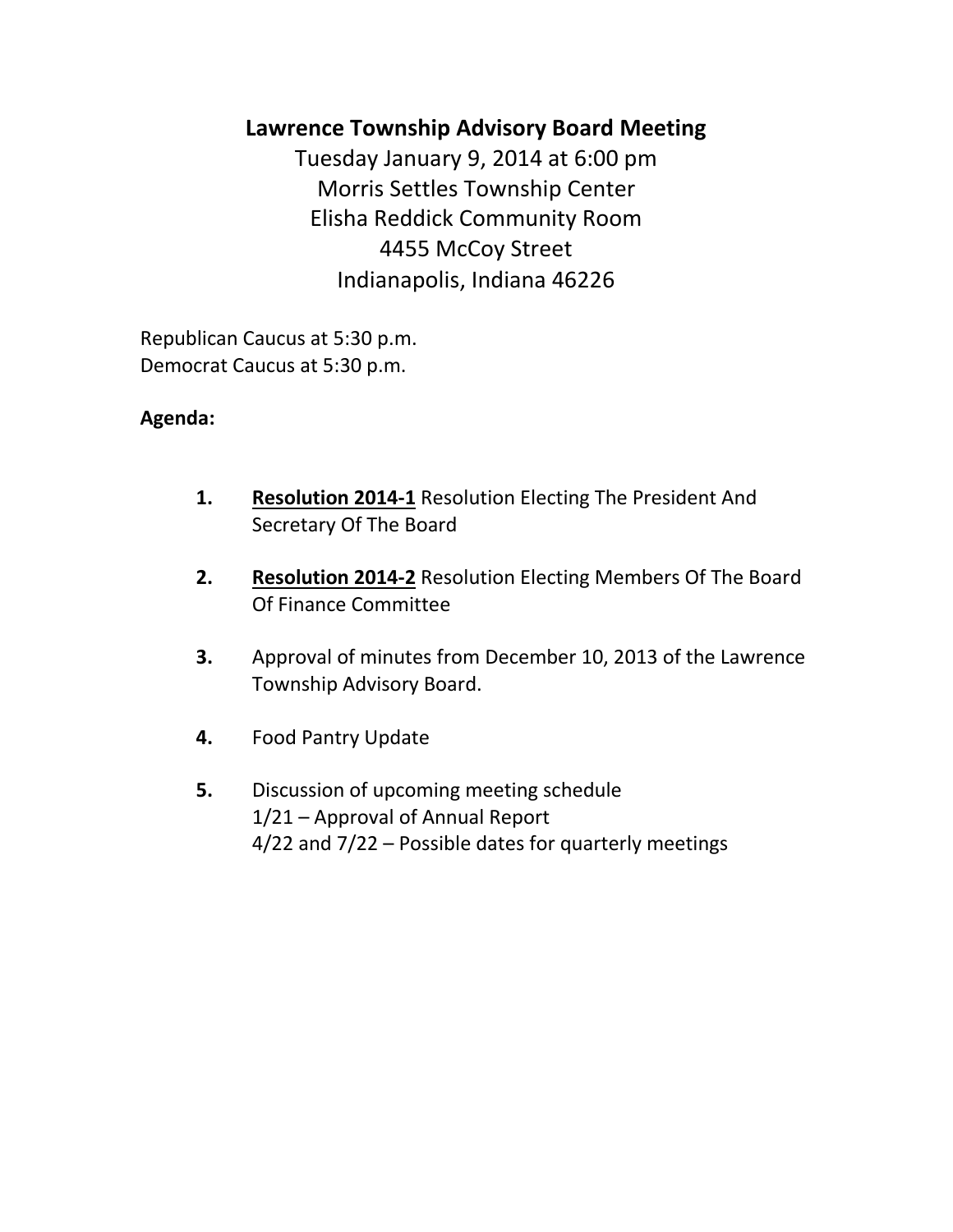# Lawrence Township Advisory Board Meeting

Tuesday January 9, 2014 at 6:00 pm
Morris Settles Township Center
Elisha Reddick Community Room
4455 McCoy Street
Indianapolis, Indiana 46226

Republican Caucus at 5:30 p.m.
Democrat Caucus at 5:30 p.m.

**Agenda:**

1. **Resolution 2014-1** Resolution Electing The President And Secretary Of The Board

2. **Resolution 2014-2** Resolution Electing Members Of The Board Of Finance Committee

3. Approval of minutes from December 10, 2013 of the Lawrence Township Advisory Board.

4. Food Pantry Update

5. Discussion of upcoming meeting schedule
   1/21 – Approval of Annual Report
   4/22 and 7/22 – Possible dates for quarterly meetings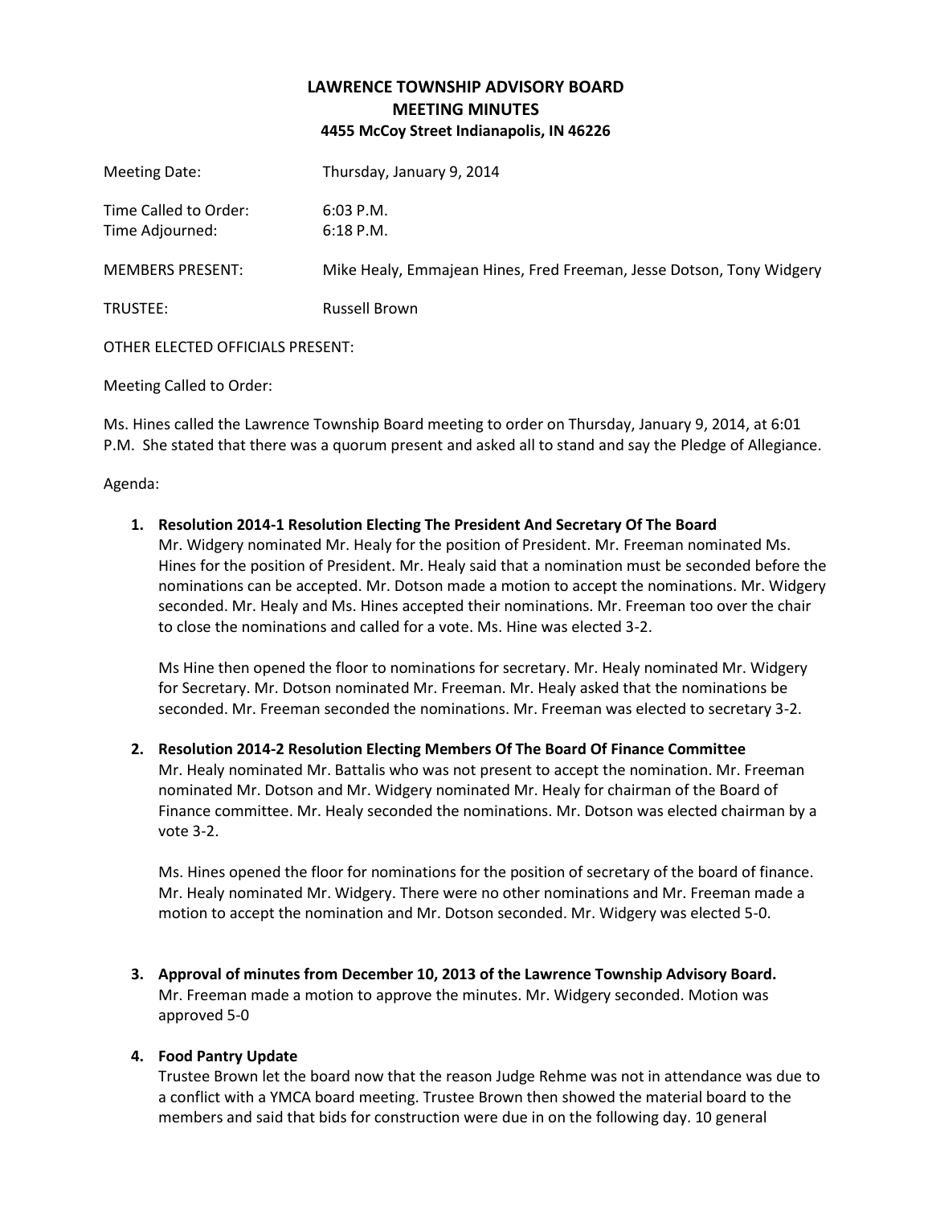## LAWRENCE TOWNSHIP ADVISORY BOARD
## MEETING MINUTES
**4455 McCoy Street Indianapolis, IN 46226**

| | |
|---|---|
| Meeting Date: | Thursday, January 9, 2014 |
| Time Called to Order: | 6:03 P.M. |
| Time Adjourned: | 6:18 P.M. |
| MEMBERS PRESENT: | Mike Healy, Emmajean Hines, Fred Freeman, Jesse Dotson, Tony Widgery |
| TRUSTEE: | Russell Brown |

OTHER ELECTED OFFICIALS PRESENT:

Meeting Called to Order:

Ms. Hines called the Lawrence Township Board meeting to order on Thursday, January 9, 2014, at 6:01 P.M. She stated that there was a quorum present and asked all to stand and say the Pledge of Allegiance.

Agenda:

1. **Resolution 2014-1 Resolution Electing The President And Secretary Of The Board**
   Mr. Widgery nominated Mr. Healy for the position of President. Mr. Freeman nominated Ms. Hines for the position of President. Mr. Healy said that a nomination must be seconded before the nominations can be accepted. Mr. Dotson made a motion to accept the nominations. Mr. Widgery seconded. Mr. Healy and Ms. Hines accepted their nominations. Mr. Freeman too over the chair to close the nominations and called for a vote. Ms. Hine was elected 3-2.

   Ms Hine then opened the floor to nominations for secretary. Mr. Healy nominated Mr. Widgery for Secretary. Mr. Dotson nominated Mr. Freeman. Mr. Healy asked that the nominations be seconded. Mr. Freeman seconded the nominations. Mr. Freeman was elected to secretary 3-2.

2. **Resolution 2014-2 Resolution Electing Members Of The Board Of Finance Committee**
   Mr. Healy nominated Mr. Battalis who was not present to accept the nomination. Mr. Freeman nominated Mr. Dotson and Mr. Widgery nominated Mr. Healy for chairman of the Board of Finance committee. Mr. Healy seconded the nominations. Mr. Dotson was elected chairman by a vote 3-2.

   Ms. Hines opened the floor for nominations for the position of secretary of the board of finance. Mr. Healy nominated Mr. Widgery. There were no other nominations and Mr. Freeman made a motion to accept the nomination and Mr. Dotson seconded. Mr. Widgery was elected 5-0.

3. **Approval of minutes from December 10, 2013 of the Lawrence Township Advisory Board.**
   Mr. Freeman made a motion to approve the minutes. Mr. Widgery seconded. Motion was approved 5-0

4. **Food Pantry Update**
   Trustee Brown let the board now that the reason Judge Rehme was not in attendance was due to a conflict with a YMCA board meeting. Trustee Brown then showed the material board to the members and said that bids for construction were due in on the following day. 10 general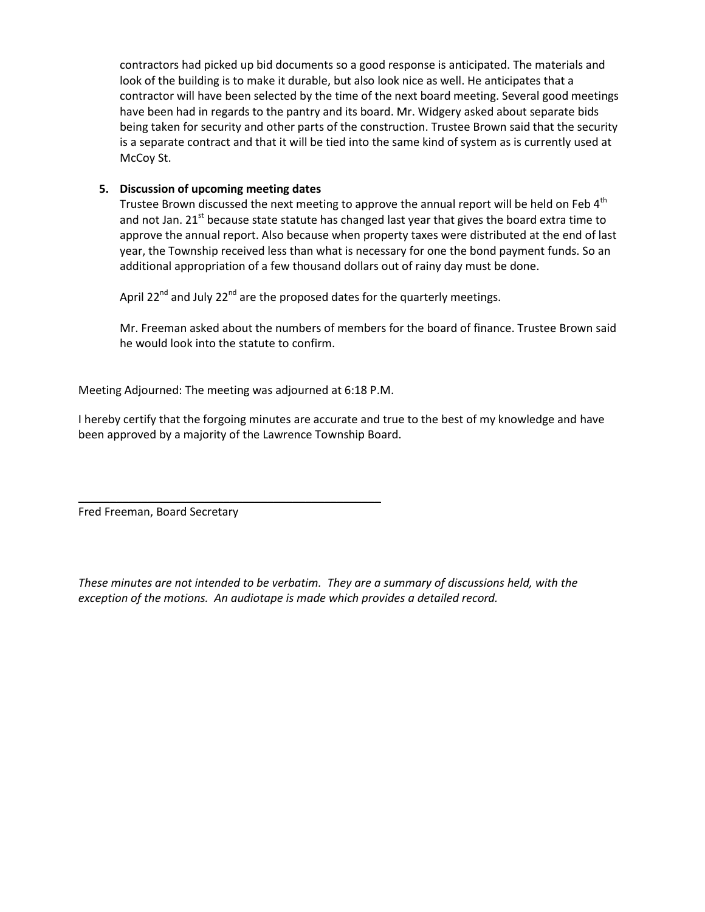contractors had picked up bid documents so a good response is anticipated. The materials and look of the building is to make it durable, but also look nice as well. He anticipates that a contractor will have been selected by the time of the next board meeting. Several good meetings have been had in regards to the pantry and its board. Mr. Widgery asked about separate bids being taken for security and other parts of the construction. Trustee Brown said that the security is a separate contract and that it will be tied into the same kind of system as is currently used at McCoy St.

5. **Discussion of upcoming meeting dates**

   Trustee Brown discussed the next meeting to approve the annual report will be held on Feb 4th and not Jan. 21st because state statute has changed last year that gives the board extra time to approve the annual report. Also because when property taxes were distributed at the end of last year, the Township received less than what is necessary for one the bond payment funds. So an additional appropriation of a few thousand dollars out of rainy day must be done.

   April 22nd and July 22nd are the proposed dates for the quarterly meetings.

   Mr. Freeman asked about the numbers of members for the board of finance. Trustee Brown said he would look into the statute to confirm.

Meeting Adjourned: The meeting was adjourned at 6:18 P.M.

I hereby certify that the forgoing minutes are accurate and true to the best of my knowledge and have been approved by a majority of the Lawrence Township Board.

\_\_\_\_\_\_\_\_\_\_\_\_\_\_\_\_\_\_\_\_\_\_\_\_\_\_\_\_\_\_\_\_\_\_\_\_\_\_\_\_\_\_\_\_\_\_

Fred Freeman, Board Secretary

*These minutes are not intended to be verbatim. They are a summary of discussions held, with the exception of the motions. An audiotape is made which provides a detailed record.*